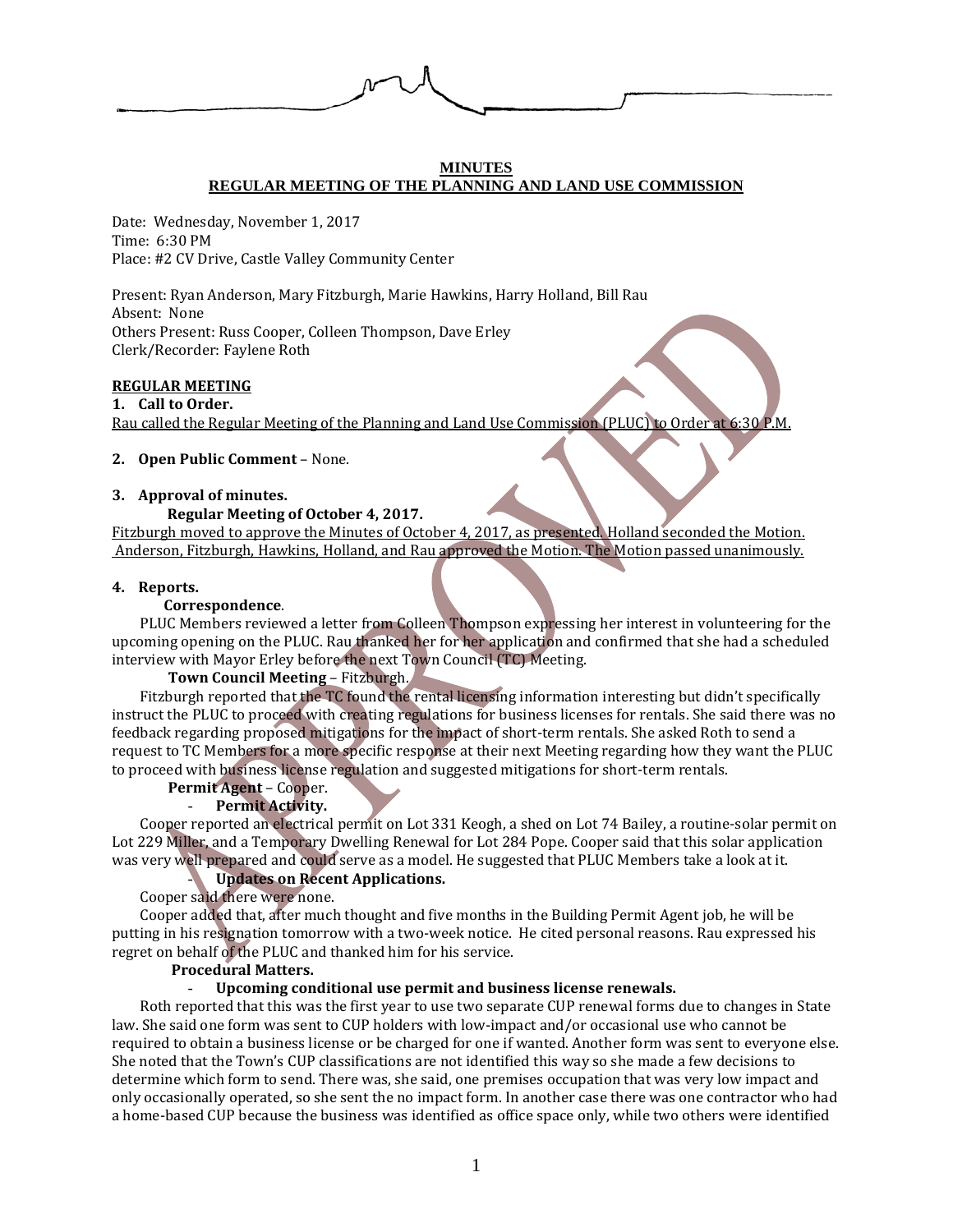**MINUTES**

**REGULAR MEETING OF THE PLANNING AND LAND USE COMMISSION**

Date: Wednesday, November 1, 2017
Time: 6:30 PM
Place: #2 CV Drive, Castle Valley Community Center

Present: Ryan Anderson, Mary Fitzburgh, Marie Hawkins, Harry Holland, Bill Rau
Absent: None
Others Present: Russ Cooper, Colleen Thompson, Dave Erley
Clerk/Recorder: Faylene Roth

**REGULAR MEETING**

**1. Call to Order.**
Rau called the Regular Meeting of the Planning and Land Use Commission (PLUC) to Order at 6:30 P.M.

**2. Open Public Comment** – None.

**3. Approval of minutes.**

**Regular Meeting of October 4, 2017.**

Fitzburgh moved to approve the Minutes of October 4, 2017, as presented. Holland seconded the Motion. Anderson, Fitzburgh, Hawkins, Holland, and Rau approved the Motion. The Motion passed unanimously.

**4. Reports.**

**Correspondence**.

PLUC Members reviewed a letter from Colleen Thompson expressing her interest in volunteering for the upcoming opening on the PLUC. Rau thanked her for her application and confirmed that she had a scheduled interview with Mayor Erley before the next Town Council (TC) Meeting.

**Town Council Meeting** – Fitzburgh.

Fitzburgh reported that the TC found the rental licensing information interesting but didn't specifically instruct the PLUC to proceed with creating regulations for business licenses for rentals. She said there was no feedback regarding proposed mitigations for the impact of short-term rentals. She asked Roth to send a request to TC Members for a more specific response at their next Meeting regarding how they want the PLUC to proceed with business license regulation and suggested mitigations for short-term rentals.

**Permit Agent** – Cooper.

- **Permit Activity.**

Cooper reported an electrical permit on Lot 331 Keogh, a shed on Lot 74 Bailey, a routine-solar permit on Lot 229 Miller, and a Temporary Dwelling Renewal for Lot 284 Pope. Cooper said that this solar application was very well prepared and could serve as a model. He suggested that PLUC Members take a look at it.

- **Updates on Recent Applications.**

Cooper said there were none.

Cooper added that, after much thought and five months in the Building Permit Agent job, he will be putting in his resignation tomorrow with a two-week notice. He cited personal reasons. Rau expressed his regret on behalf of the PLUC and thanked him for his service.

**Procedural Matters.**

- **Upcoming conditional use permit and business license renewals.**

Roth reported that this was the first year to use two separate CUP renewal forms due to changes in State law. She said one form was sent to CUP holders with low-impact and/or occasional use who cannot be required to obtain a business license or be charged for one if wanted. Another form was sent to everyone else. She noted that the Town's CUP classifications are not identified this way so she made a few decisions to determine which form to send. There was, she said, one premises occupation that was very low impact and only occasionally operated, so she sent the no impact form. In another case there was one contractor who had a home-based CUP because the business was identified as office space only, while two others were identified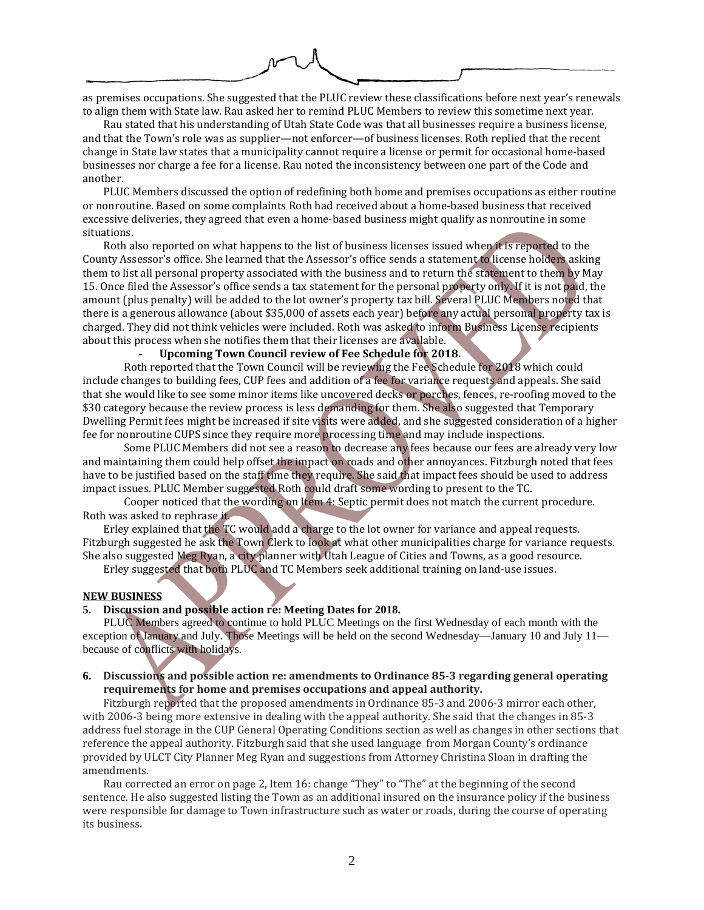as premises occupations. She suggested that the PLUC review these classifications before next year's renewals to align them with State law. Rau asked her to remind PLUC Members to review this sometime next year.

Rau stated that his understanding of Utah State Code was that all businesses require a business license, and that the Town's role was as supplier—not enforcer—of business licenses. Roth replied that the recent change in State law states that a municipality cannot require a license or permit for occasional home-based businesses nor charge a fee for a license. Rau noted the inconsistency between one part of the Code and another.

PLUC Members discussed the option of redefining both home and premises occupations as either routine or nonroutine. Based on some complaints Roth had received about a home-based business that received excessive deliveries, they agreed that even a home-based business might qualify as nonroutine in some situations.

Roth also reported on what happens to the list of business licenses issued when it is reported to the County Assessor's office. She learned that the Assessor's office sends a statement to license holders asking them to list all personal property associated with the business and to return the statement to them by May 15. Once filed the Assessor's office sends a tax statement for the personal property only. If it is not paid, the amount (plus penalty) will be added to the lot owner's property tax bill. Several PLUC Members noted that there is a generous allowance (about $35,000 of assets each year) before any actual personal property tax is charged. They did not think vehicles were included. Roth was asked to inform Business License recipients about this process when she notifies them that their licenses are available.

- **Upcoming Town Council review of Fee Schedule for 2018.**

Roth reported that the Town Council will be reviewing the Fee Schedule for 2018 which could include changes to building fees, CUP fees and addition of a fee for variance requests and appeals. She said that she would like to see some minor items like uncovered decks or porches, fences, re-roofing moved to the $30 category because the review process is less demanding for them. She also suggested that Temporary Dwelling Permit fees might be increased if site visits were added, and she suggested consideration of a higher fee for nonroutine CUPS since they require more processing time and may include inspections.

Some PLUC Members did not see a reason to decrease any fees because our fees are already very low and maintaining them could help offset the impact on roads and other annoyances. Fitzburgh noted that fees have to be justified based on the staff time they require. She said that impact fees should be used to address impact issues. PLUC Member suggested Roth could draft some wording to present to the TC.

Cooper noticed that the wording on Item 4: Septic permit does not match the current procedure. Roth was asked to rephrase it.

Erley explained that the TC would add a charge to the lot owner for variance and appeal requests. Fitzburgh suggested he ask the Town Clerk to look at what other municipalities charge for variance requests. She also suggested Meg Ryan, a city planner with Utah League of Cities and Towns, as a good resource.

Erley suggested that both PLUC and TC Members seek additional training on land-use issues.

**NEW BUSINESS**

**5. Discussion and possible action re: Meeting Dates for 2018.**

PLUC Members agreed to continue to hold PLUC Meetings on the first Wednesday of each month with the exception of January and July. Those Meetings will be held on the second Wednesday—January 10 and July 11—because of conflicts with holidays.

**6. Discussions and possible action re: amendments to Ordinance 85-3 regarding general operating requirements for home and premises occupations and appeal authority.**

Fitzburgh reported that the proposed amendments in Ordinance 85-3 and 2006-3 mirror each other, with 2006-3 being more extensive in dealing with the appeal authority. She said that the changes in 85-3 address fuel storage in the CUP General Operating Conditions section as well as changes in other sections that reference the appeal authority. Fitzburgh said that she used language from Morgan County's ordinance provided by ULCT City Planner Meg Ryan and suggestions from Attorney Christina Sloan in drafting the amendments.

Rau corrected an error on page 2, Item 16: change "They" to "The" at the beginning of the second sentence. He also suggested listing the Town as an additional insured on the insurance policy if the business were responsible for damage to Town infrastructure such as water or roads, during the course of operating its business.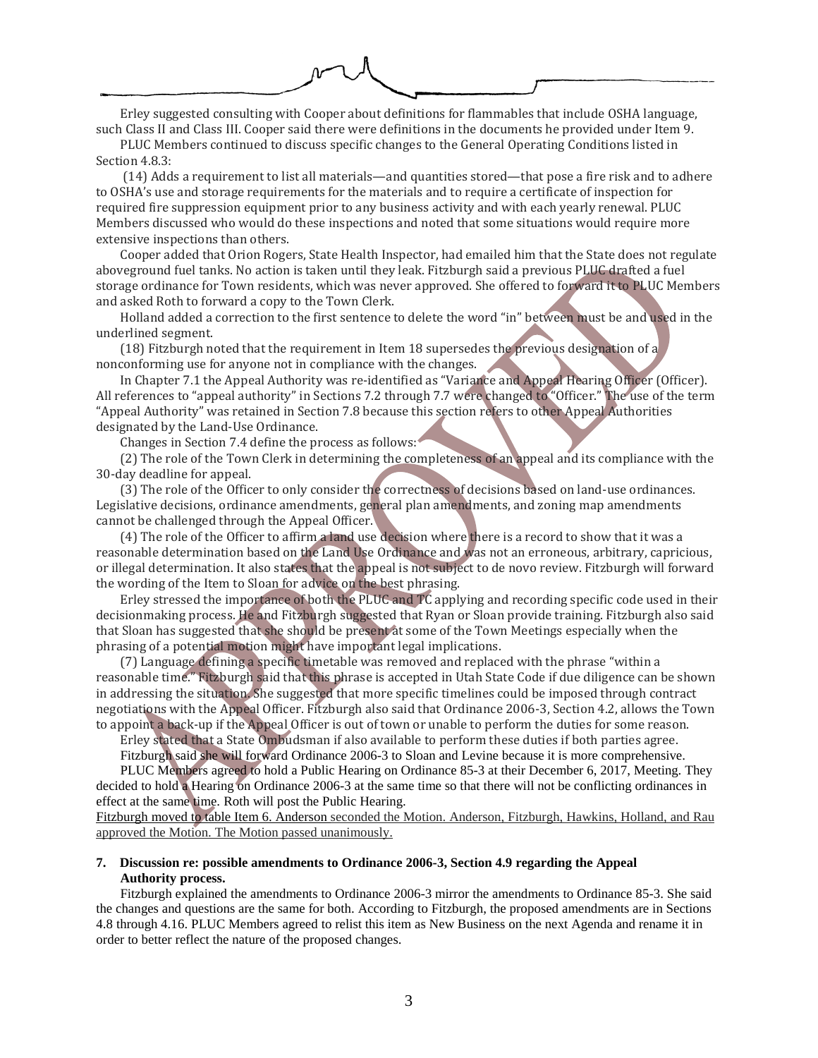Erley suggested consulting with Cooper about definitions for flammables that include OSHA language, such Class II and Class III. Cooper said there were definitions in the documents he provided under Item 9.

PLUC Members continued to discuss specific changes to the General Operating Conditions listed in Section 4.8.3:

(14) Adds a requirement to list all materials—and quantities stored—that pose a fire risk and to adhere to OSHA's use and storage requirements for the materials and to require a certificate of inspection for required fire suppression equipment prior to any business activity and with each yearly renewal. PLUC Members discussed who would do these inspections and noted that some situations would require more extensive inspections than others.

Cooper added that Orion Rogers, State Health Inspector, had emailed him that the State does not regulate aboveground fuel tanks. No action is taken until they leak. Fitzburgh said a previous PLUC drafted a fuel storage ordinance for Town residents, which was never approved. She offered to forward it to PLUC Members and asked Roth to forward a copy to the Town Clerk.

Holland added a correction to the first sentence to delete the word "in" between must be and used in the underlined segment.

(18) Fitzburgh noted that the requirement in Item 18 supersedes the previous designation of a nonconforming use for anyone not in compliance with the changes.

In Chapter 7.1 the Appeal Authority was re-identified as "Variance and Appeal Hearing Officer (Officer). All references to "appeal authority" in Sections 7.2 through 7.7 were changed to "Officer." The use of the term "Appeal Authority" was retained in Section 7.8 because this section refers to other Appeal Authorities designated by the Land-Use Ordinance.

Changes in Section 7.4 define the process as follows:

(2) The role of the Town Clerk in determining the completeness of an appeal and its compliance with the 30-day deadline for appeal.

(3) The role of the Officer to only consider the correctness of decisions based on land-use ordinances. Legislative decisions, ordinance amendments, general plan amendments, and zoning map amendments cannot be challenged through the Appeal Officer.

(4) The role of the Officer to affirm a land use decision where there is a record to show that it was a reasonable determination based on the Land Use Ordinance and was not an erroneous, arbitrary, capricious, or illegal determination. It also states that the appeal is not subject to de novo review. Fitzburgh will forward the wording of the Item to Sloan for advice on the best phrasing.

Erley stressed the importance of both the PLUC and TC applying and recording specific code used in their decisionmaking process. He and Fitzburgh suggested that Ryan or Sloan provide training. Fitzburgh also said that Sloan has suggested that she should be present at some of the Town Meetings especially when the phrasing of a potential motion might have important legal implications.

(7) Language defining a specific timetable was removed and replaced with the phrase "within a reasonable time." Fitzburgh said that this phrase is accepted in Utah State Code if due diligence can be shown in addressing the situation. She suggested that more specific timelines could be imposed through contract negotiations with the Appeal Officer. Fitzburgh also said that Ordinance 2006-3, Section 4.2, allows the Town to appoint a back-up if the Appeal Officer is out of town or unable to perform the duties for some reason.

Erley stated that a State Ombudsman if also available to perform these duties if both parties agree.

Fitzburgh said she will forward Ordinance 2006-3 to Sloan and Levine because it is more comprehensive.

PLUC Members agreed to hold a Public Hearing on Ordinance 85-3 at their December 6, 2017, Meeting. They decided to hold a Hearing on Ordinance 2006-3 at the same time so that there will not be conflicting ordinances in effect at the same time. Roth will post the Public Hearing.

<u>Fitzburgh moved to table Item 6. Anderson seconded the Motion. Anderson, Fitzburgh, Hawkins, Holland, and Rau approved the Motion. The Motion passed unanimously.</u>

**7. Discussion re: possible amendments to Ordinance 2006-3, Section 4.9 regarding the Appeal Authority process.**

Fitzburgh explained the amendments to Ordinance 2006-3 mirror the amendments to Ordinance 85-3. She said the changes and questions are the same for both. According to Fitzburgh, the proposed amendments are in Sections 4.8 through 4.16. PLUC Members agreed to relist this item as New Business on the next Agenda and rename it in order to better reflect the nature of the proposed changes.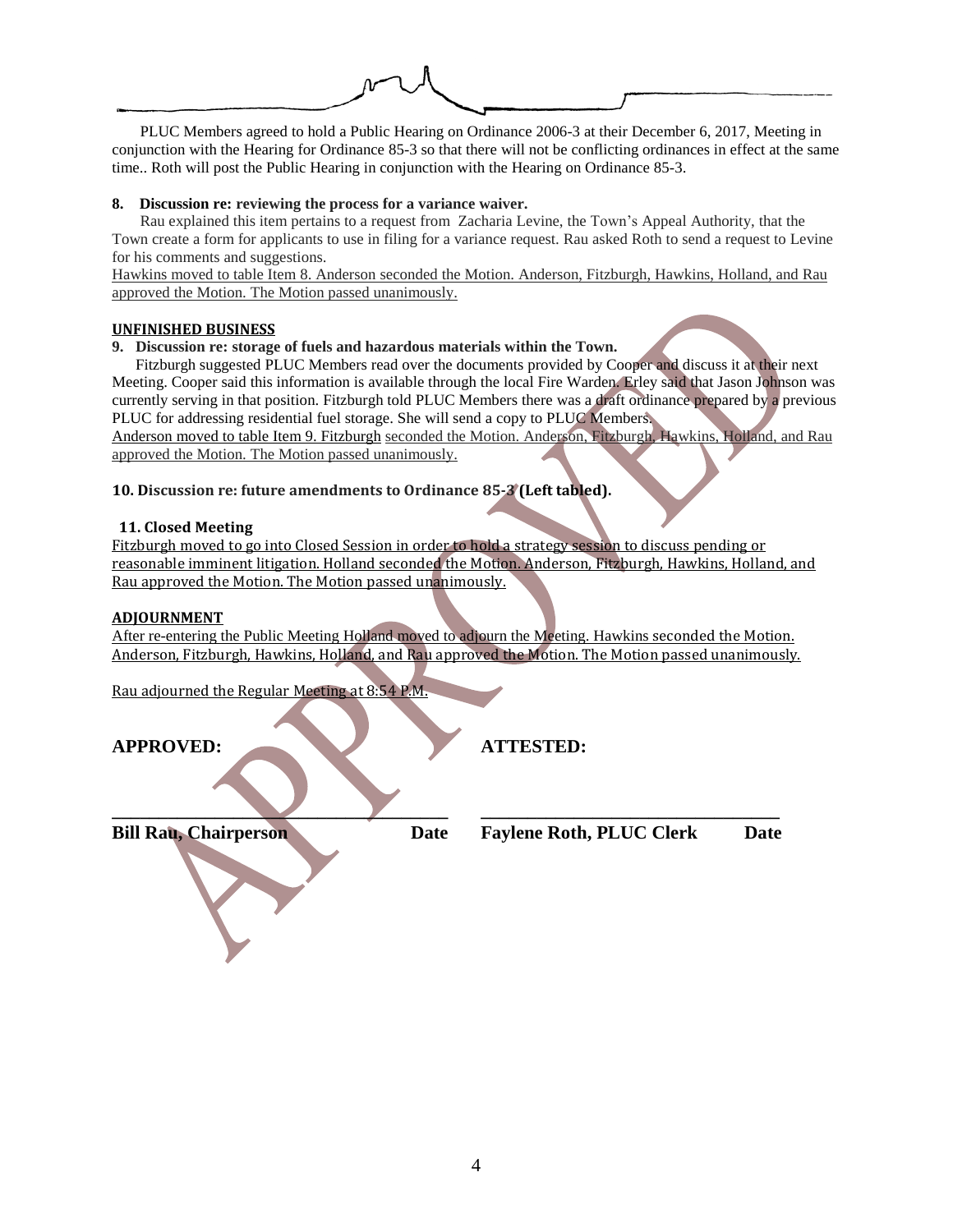PLUC Members agreed to hold a Public Hearing on Ordinance 2006-3 at their December 6, 2017, Meeting in conjunction with the Hearing for Ordinance 85-3 so that there will not be conflicting ordinances in effect at the same time.. Roth will post the Public Hearing in conjunction with the Hearing on Ordinance 85-3.

**8. Discussion re: reviewing the process for a variance waiver.**

Rau explained this item pertains to a request from Zacharia Levine, the Town's Appeal Authority, that the Town create a form for applicants to use in filing for a variance request. Rau asked Roth to send a request to Levine for his comments and suggestions.

Hawkins moved to table Item 8. Anderson seconded the Motion. Anderson, Fitzburgh, Hawkins, Holland, and Rau approved the Motion. The Motion passed unanimously.

**UNFINISHED BUSINESS**

**9. Discussion re: storage of fuels and hazardous materials within the Town.**

Fitzburgh suggested PLUC Members read over the documents provided by Cooper and discuss it at their next Meeting. Cooper said this information is available through the local Fire Warden. Erley said that Jason Johnson was currently serving in that position. Fitzburgh told PLUC Members there was a draft ordinance prepared by a previous PLUC for addressing residential fuel storage. She will send a copy to PLUC Members.

Anderson moved to table Item 9. Fitzburgh seconded the Motion. Anderson, Fitzburgh, Hawkins, Holland, and Rau approved the Motion. The Motion passed unanimously.

**10. Discussion re: future amendments to Ordinance 85-3 (Left tabled).**

**11. Closed Meeting**

Fitzburgh moved to go into Closed Session in order to hold a strategy session to discuss pending or reasonable imminent litigation. Holland seconded the Motion. Anderson, Fitzburgh, Hawkins, Holland, and Rau approved the Motion. The Motion passed unanimously.

**ADJOURNMENT**

After re-entering the Public Meeting Holland moved to adjourn the Meeting. Hawkins seconded the Motion. Anderson, Fitzburgh, Hawkins, Holland, and Rau approved the Motion. The Motion passed unanimously.

Rau adjourned the Regular Meeting at 8:54 P.M.

**APPROVED:** **ATTESTED:**

______________________________ ______________________________

**Bill Rau, Chairperson Date** **Faylene Roth, PLUC Clerk Date**

APPROVED